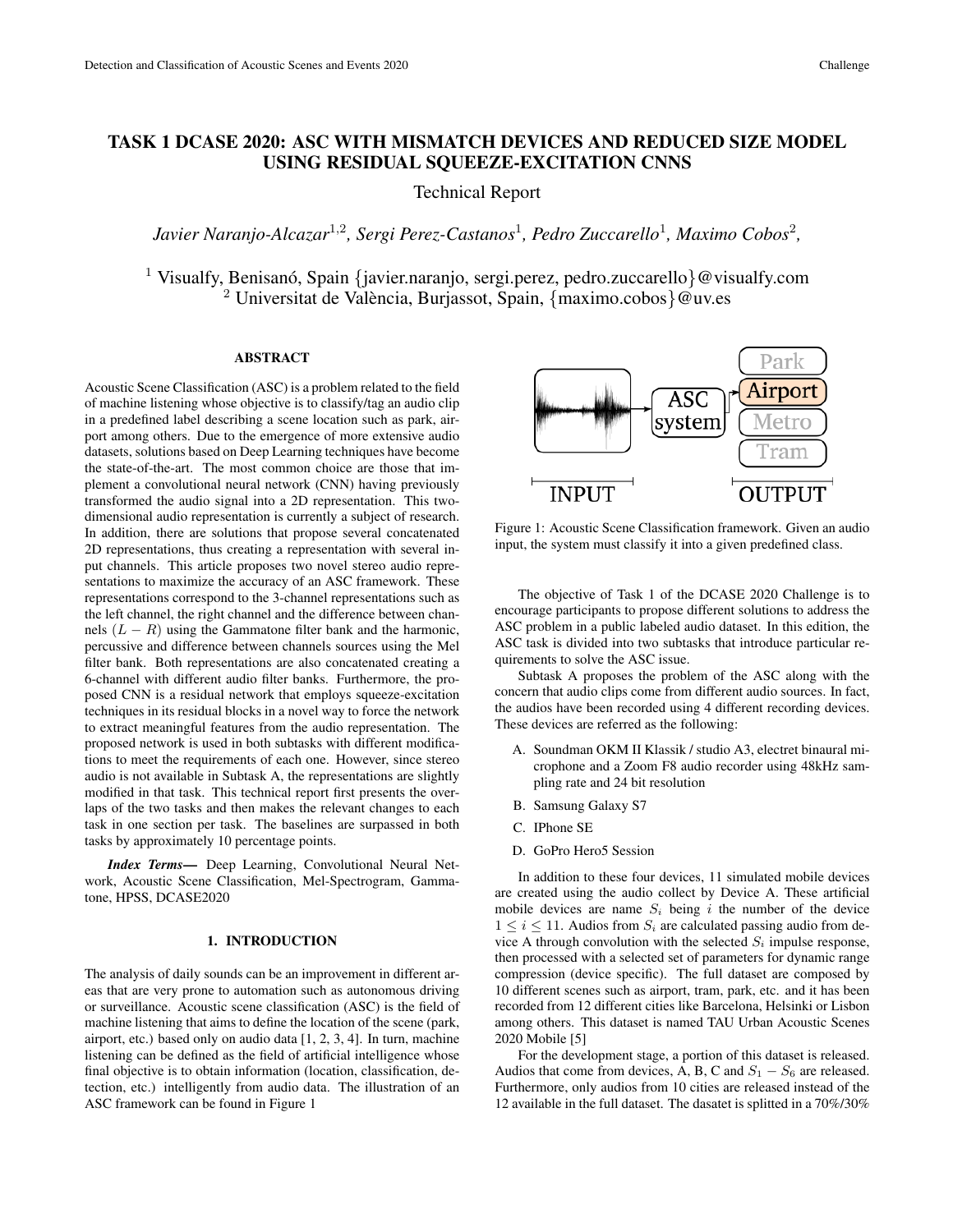# TASK 1 DCASE 2020: ASC WITH MISMATCH DEVICES AND REDUCED SIZE MODEL USING RESIDUAL SQUEEZE-EXCITATION CNNS

Technical Report

*Javier Naranjo-Alcazar*[1,2]*, Sergi Perez-Castanos*[1]*, Pedro Zuccarello*[1]*, Maximo Cobos*[2]*,*

[1] Visualfy, Benisanó, Spain {javier.naranjo, sergi.perez, pedro.zuccarello}@visualfy.com
[2] Universitat de València, Burjassot, Spain, {maximo.cobos}@uv.es

## ABSTRACT

Acoustic Scene Classification (ASC) is a problem related to the field of machine listening whose objective is to classify/tag an audio clip in a predefined label describing a scene location such as park, airport among others. Due to the emergence of more extensive audio datasets, solutions based on Deep Learning techniques have become the state-of-the-art. The most common choice are those that implement a convolutional neural network (CNN) having previously transformed the audio signal into a 2D representation. This two-dimensional audio representation is currently a subject of research. In addition, there are solutions that propose several concatenated 2D representations, thus creating a representation with several input channels. This article proposes two novel stereo audio representations to maximize the accuracy of an ASC framework. These representations correspond to the 3-channel representations such as the left channel, the right channel and the difference between channels $(L - R)$ using the Gammatone filter bank and the harmonic, percussive and difference between channels sources using the Mel filter bank. Both representations are also concatenated creating a 6-channel with different audio filter banks. Furthermore, the proposed CNN is a residual network that employs squeeze-excitation techniques in its residual blocks in a novel way to force the network to extract meaningful features from the audio representation. The proposed network is used in both subtasks with different modifications to meet the requirements of each one. However, since stereo audio is not available in Subtask A, the representations are slightly modified in that task. This technical report first presents the overlaps of the two tasks and then makes the relevant changes to each task in one section per task. The baselines are surpassed in both tasks by approximately 10 percentage points.

***Index Terms*—** Deep Learning, Convolutional Neural Network, Acoustic Scene Classification, Mel-Spectrogram, Gammatone, HPSS, DCASE2020

## 1. INTRODUCTION

The analysis of daily sounds can be an improvement in different areas that are very prone to automation such as autonomous driving or surveillance. Acoustic scene classification (ASC) is the field of machine listening that aims to define the location of the scene (park, airport, etc.) based only on audio data [1, 2, 3, 4]. In turn, machine listening can be defined as the field of artificial intelligence whose final objective is to obtain information (location, classification, detection, etc.) intelligently from audio data. The illustration of an ASC framework can be found in Figure 1

Figure 1: Acoustic Scene Classification framework. Given an audio input, the system must classify it into a given predefined class.

The objective of Task 1 of the DCASE 2020 Challenge is to encourage participants to propose different solutions to address the ASC problem in a public labeled audio dataset. In this edition, the ASC task is divided into two subtasks that introduce particular requirements to solve the ASC issue.

Subtask A proposes the problem of the ASC along with the concern that audio clips come from different audio sources. In fact, the audios have been recorded using 4 different recording devices. These devices are referred as the following:

A. Soundman OKM II Klassik / studio A3, electret binaural microphone and a Zoom F8 audio recorder using 48kHz sampling rate and 24 bit resolution

B. Samsung Galaxy S7

C. IPhone SE

D. GoPro Hero5 Session

In addition to these four devices, 11 simulated mobile devices are created using the audio collect by Device A. These artificial mobile devices are name $S_i$ being $i$ the number of the device $1 \leq i \leq 11$. Audios from $S_i$ are calculated passing audio from device A through convolution with the selected $S_i$ impulse response, then processed with a selected set of parameters for dynamic range compression (device specific). The full dataset are composed by 10 different scenes such as airport, tram, park, etc. and it has been recorded from 12 different cities like Barcelona, Helsinki or Lisbon among others. This dataset is named TAU Urban Acoustic Scenes 2020 Mobile [5]

For the development stage, a portion of this dataset is released. Audios that come from devices, A, B, C and $S_1 - S_6$ are released. Furthermore, only audios from 10 cities are released instead of the 12 available in the full dataset. The dasatet is splitted in a 70%/30%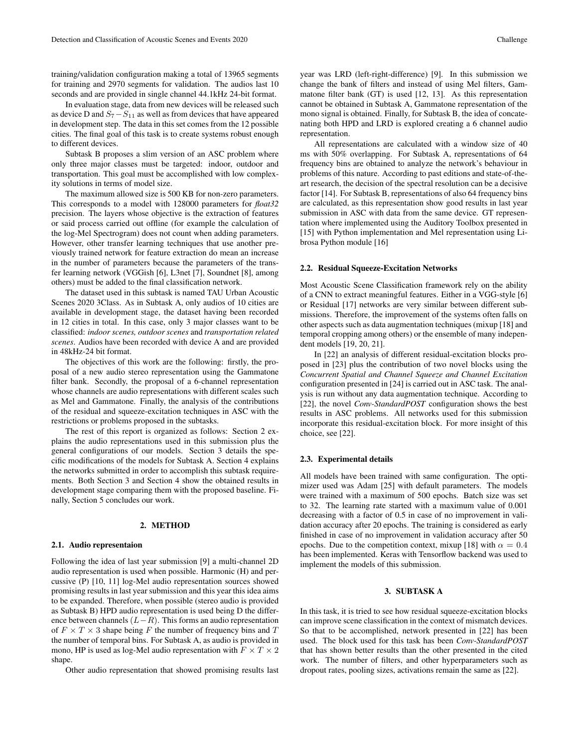training/validation configuration making a total of 13965 segments for training and 2970 segments for validation. The audios last 10 seconds and are provided in single channel 44.1kHz 24-bit format.

In evaluation stage, data from new devices will be released such as device D and $S_7 - S_{11}$ as well as from devices that have appeared in development step. The data in this set comes from the 12 possible cities. The final goal of this task is to create systems robust enough to different devices.

Subtask B proposes a slim version of an ASC problem where only three major classes must be targeted: indoor, outdoor and transportation. This goal must be accomplished with low complexity solutions in terms of model size.

The maximum allowed size is 500 KB for non-zero parameters. This corresponds to a model with 128000 parameters for *float32* precision. The layers whose objective is the extraction of features or said process carried out offline (for example the calculation of the log-Mel Spectrogram) does not count when adding parameters. However, other transfer learning techniques that use another previously trained network for feature extraction do mean an increase in the number of parameters because the parameters of the transfer learning network (VGGish [6], L3net [7], Soundnet [8], among others) must be added to the final classification network.

The dataset used in this subtask is named TAU Urban Acoustic Scenes 2020 3Class. As in Subtask A, only audios of 10 cities are available in development stage, the dataset having been recorded in 12 cities in total. In this case, only 3 major classes want to be classified: *indoor scenes, outdoor scenes* and *transportation related scenes*. Audios have been recorded with device A and are provided in 48kHz-24 bit format.

The objectives of this work are the following: firstly, the proposal of a new audio stereo representation using the Gammatone filter bank. Secondly, the proposal of a 6-channel representation whose channels are audio representations with different scales such as Mel and Gammatone. Finally, the analysis of the contributions of the residual and squeeze-excitation techniques in ASC with the restrictions or problems proposed in the subtasks.

The rest of this report is organized as follows: Section 2 explains the audio representations used in this submission plus the general configurations of our models. Section 3 details the specific modifications of the models for Subtask A. Section 4 explains the networks submitted in order to accomplish this subtask requirements. Both Section 3 and Section 4 show the obtained results in development stage comparing them with the proposed baseline. Finally, Section 5 concludes our work.

## 2. METHOD

### 2.1. Audio representaion

Following the idea of last year submission [9] a multi-channel 2D audio representation is used when possible. Harmonic (H) and percussive (P) [10, 11] log-Mel audio representation sources showed promising results in last year submission and this year this idea aims to be expanded. Therefore, when possible (stereo audio is provided as Subtask B) HPD audio representation is used being D the difference between channels $(L - R)$. This forms an audio representation of $F \times T \times 3$ shape being $F$ the number of frequency bins and $T$ the number of temporal bins. For Subtask A, as audio is provided in mono, HP is used as log-Mel audio representation with $F \times T \times 2$ shape.

Other audio representation that showed promising results last year was LRD (left-right-difference) [9]. In this submission we change the bank of filters and instead of using Mel filters, Gammatone filter bank (GT) is used [12, 13]. As this representation cannot be obtained in Subtask A, Gammatone representation of the mono signal is obtained. Finally, for Subtask B, the idea of concatenating both HPD and LRD is explored creating a 6 channel audio representation.

All representations are calculated with a window size of 40 ms with 50% overlapping. For Subtask A, representations of 64 frequency bins are obtained to analyze the network's behaviour in problems of this nature. According to past editions and state-of-the-art research, the decision of the spectral resolution can be a decisive factor [14]. For Subtask B, representations of also 64 frequency bins are calculated, as this representation show good results in last year submission in ASC with data from the same device. GT representation where implemented using the Auditory Toolbox presented in [15] with Python implementation and Mel representation using Librosa Python module [16]

### 2.2. Residual Squeeze-Excitation Networks

Most Acoustic Scene Classification framework rely on the ability of a CNN to extract meaningful features. Either in a VGG-style [6] or Residual [17] networks are very similar between different submissions. Therefore, the improvement of the systems often falls on other aspects such as data augmentation techniques (mixup [18] and temporal cropping among others) or the ensemble of many independent models [19, 20, 21].

In [22] an analysis of different residual-excitation blocks proposed in [23] plus the contribution of two novel blocks using the *Concurrent Spatial and Channel Squeeze and Channel Excitation* configuration presented in [24] is carried out in ASC task. The analysis is run without any data augmentation technique. According to [22], the novel *Conv-StandardPOST* configuration shows the best results in ASC problems. All networks used for this submission incorporate this residual-excitation block. For more insight of this choice, see [22].

### 2.3. Experimental details

All models have been trained with same configuration. The optimizer used was Adam [25] with default parameters. The models were trained with a maximum of 500 epochs. Batch size was set to 32. The learning rate started with a maximum value of 0.001 decreasing with a factor of 0.5 in case of no improvement in validation accuracy after 20 epochs. The training is considered as early finished in case of no improvement in validation accuracy after 50 epochs. Due to the competition context, mixup [18] with $\alpha = 0.4$ has been implemented. Keras with Tensorflow backend was used to implement the models of this submission.

## 3. SUBTASK A

In this task, it is tried to see how residual squeeze-excitation blocks can improve scene classification in the context of mismatch devices. So that to be accomplished, network presented in [22] has been used. The block used for this task has been *Conv-StandardPOST* that has shown better results than the other presented in the cited work. The number of filters, and other hyperparameters such as dropout rates, pooling sizes, activations remain the same as [22].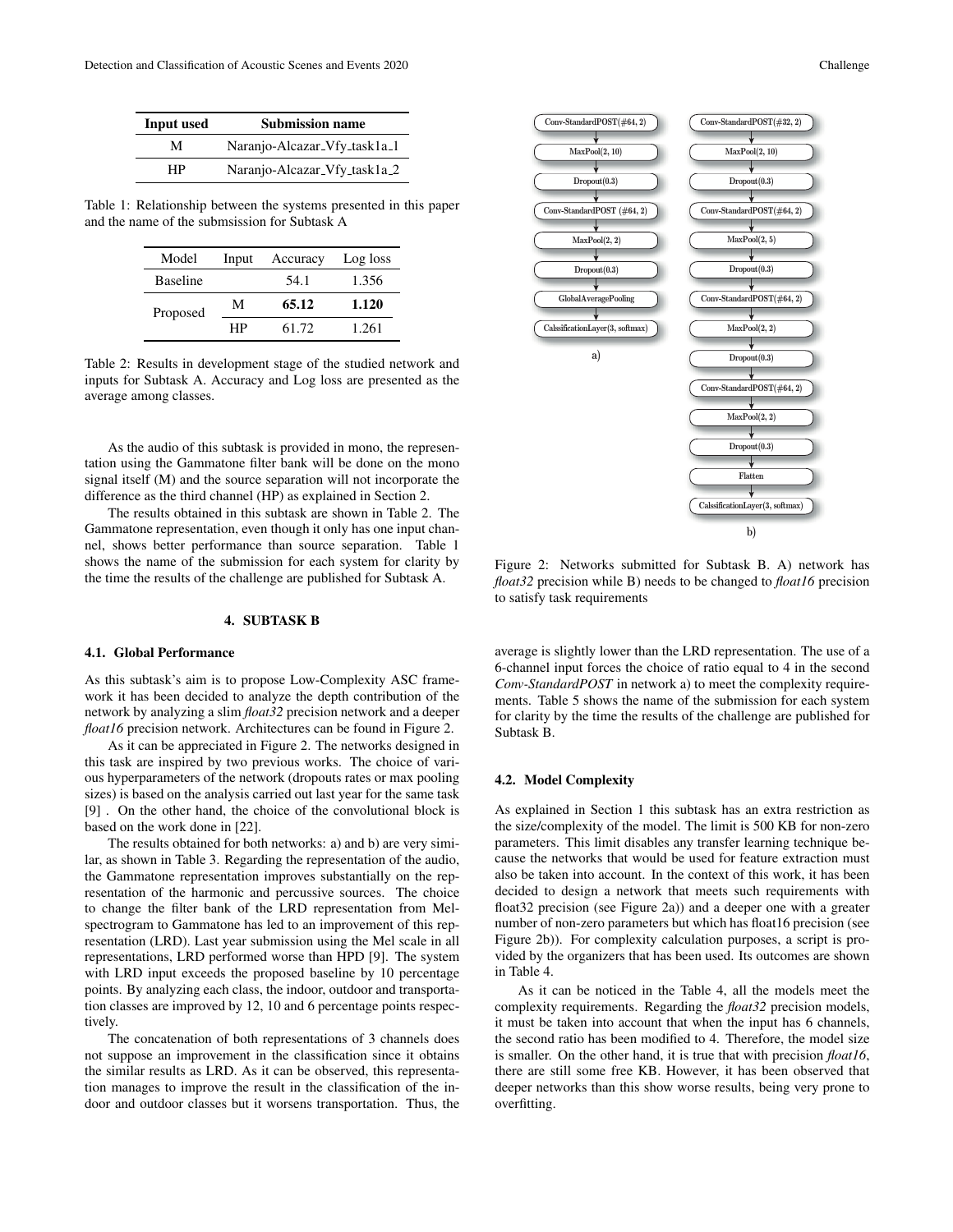| Input used | Submission name |
| --- | --- |
| M | Naranjo-Alcazar_Vfy_task1a_1 |
| HP | Naranjo-Alcazar_Vfy_task1a_2 |

Table 1: Relationship between the systems presented in this paper and the name of the submsission for Subtask A

| Model | Input | Accuracy | Log loss |
| --- | --- | --- | --- |
| Baseline | | 54.1 | 1.356 |
| Proposed | M | **65.12** | **1.120** |
| | HP | 61.72 | 1.261 |

Table 2: Results in development stage of the studied network and inputs for Subtask A. Accuracy and Log loss are presented as the average among classes.

As the audio of this subtask is provided in mono, the representation using the Gammatone filter bank will be done on the mono signal itself (M) and the source separation will not incorporate the difference as the third channel (HP) as explained in Section 2.

The results obtained in this subtask are shown in Table 2. The Gammatone representation, even though it only has one input channel, shows better performance than source separation. Table 1 shows the name of the submission for each system for clarity by the time the results of the challenge are published for Subtask A.

## 4. SUBTASK B

### 4.1. Global Performance

As this subtask's aim is to propose Low-Complexity ASC framework it has been decided to analyze the depth contribution of the network by analyzing a slim *float32* precision network and a deeper *float16* precision network. Architectures can be found in Figure 2.

As it can be appreciated in Figure 2. The networks designed in this task are inspired by two previous works. The choice of various hyperparameters of the network (dropouts rates or max pooling sizes) is based on the analysis carried out last year for the same task [9] . On the other hand, the choice of the convolutional block is based on the work done in [22].

The results obtained for both networks: a) and b) are very similar, as shown in Table 3. Regarding the representation of the audio, the Gammatone representation improves substantially on the representation of the harmonic and percussive sources. The choice to change the filter bank of the LRD representation from Mel-spectrogram to Gammatone has led to an improvement of this representation (LRD). Last year submission using the Mel scale in all representations, LRD performed worse than HPD [9]. The system with LRD input exceeds the proposed baseline by 10 percentage points. By analyzing each class, the indoor, outdoor and transportation classes are improved by 12, 10 and 6 percentage points respectively.

The concatenation of both representations of 3 channels does not suppose an improvement in the classification since it obtains the similar results as LRD. As it can be observed, this representation manages to improve the result in the classification of the indoor and outdoor classes but it worsens transportation. Thus, the average is slightly lower than the LRD representation. The use of a 6-channel input forces the choice of ratio equal to 4 in the second *Conv-StandardPOST* in network a) to meet the complexity requirements. Table 5 shows the name of the submission for each system for clarity by the time the results of the challenge are published for Subtask B.

a) Conv-StandardPOST(#64, 2) → MaxPool(2, 10) → Dropout(0.3) → Conv-StandardPOST (#64, 2) → MaxPool(2, 2) → Dropout(0.3) → GlobalAveragePooling → CalssificationLayer(3, softmax)

b) Conv-StandardPOST(#32, 2) → MaxPool(2, 10) → Dropout(0.3) → Conv-StandardPOST(#64, 2) → MaxPool(2, 5) → Dropout(0.3) → Conv-StandardPOST(#64, 2) → MaxPool(2, 2) → Dropout(0.3) → Conv-StandardPOST(#64, 2) → MaxPool(2, 2) → Dropout(0.3) → Flatten → CalssificationLayer(3, softmax)

Figure 2: Networks submitted for Subtask B. A) network has *float32* precision while B) needs to be changed to *float16* precision to satisfy task requirements

### 4.2. Model Complexity

As explained in Section 1 this subtask has an extra restriction as the size/complexity of the model. The limit is 500 KB for non-zero parameters. This limit disables any transfer learning technique because the networks that would be used for feature extraction must also be taken into account. In the context of this work, it has been decided to design a network that meets such requirements with float32 precision (see Figure 2a)) and a deeper one with a greater number of non-zero parameters but which has float16 precision (see Figure 2b)). For complexity calculation purposes, a script is provided by the organizers that has been used. Its outcomes are shown in Table 4.

As it can be noticed in the Table 4, all the models meet the complexity requirements. Regarding the *float32* precision models, it must be taken into account that when the input has 6 channels, the second ratio has been modified to 4. Therefore, the model size is smaller. On the other hand, it is true that with precision *float16*, there are still some free KB. However, it has been observed that deeper networks than this show worse results, being very prone to overfitting.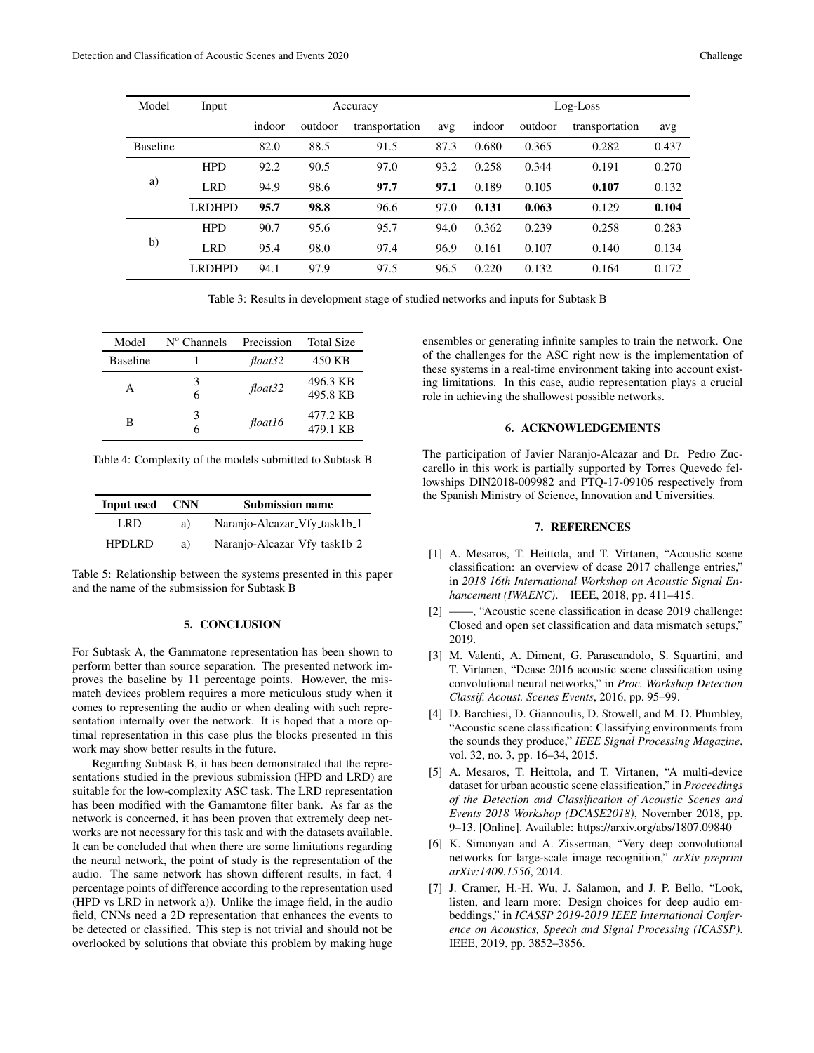| Model | Input | Accuracy | | | | Log-Loss | | | |
|---|---|---|---|---|---|---|---|---|---|
| | | indoor | outdoor | transportation | avg | indoor | outdoor | transportation | avg |
| Baseline | | 82.0 | 88.5 | 91.5 | 87.3 | 0.680 | 0.365 | 0.282 | 0.437 |
| a) | HPD | 92.2 | 90.5 | 97.0 | 93.2 | 0.258 | 0.344 | 0.191 | 0.270 |
| | LRD | 94.9 | 98.6 | **97.7** | **97.1** | 0.189 | 0.105 | **0.107** | 0.132 |
| | LRDHPD | **95.7** | **98.8** | 96.6 | 97.0 | **0.131** | **0.063** | 0.129 | **0.104** |
| b) | HPD | 90.7 | 95.6 | 95.7 | 94.0 | 0.362 | 0.239 | 0.258 | 0.283 |
| | LRD | 95.4 | 98.0 | 97.4 | 96.9 | 0.161 | 0.107 | 0.140 | 0.134 |
| | LRDHPD | 94.1 | 97.9 | 97.5 | 96.5 | 0.220 | 0.132 | 0.164 | 0.172 |

Table 3: Results in development stage of studied networks and inputs for Subtask B

| Model | Nº Channels | Precission | Total Size |
|---|---|---|---|
| Baseline | 1 | *float32* | 450 KB |
| A | 3 | *float32* | 496.3 KB |
| | 6 | | 495.8 KB |
| B | 3 | *float16* | 477.2 KB |
| | 6 | | 479.1 KB |

Table 4: Complexity of the models submitted to Subtask B

| Input used | CNN | Submission name |
|---|---|---|
| LRD | a) | Naranjo-Alcazar_Vfy_task1b_1 |
| HPDLRD | a) | Naranjo-Alcazar_Vfy_task1b_2 |

Table 5: Relationship between the systems presented in this paper and the name of the submsission for Subtask B

## 5. CONCLUSION

For Subtask A, the Gammatone representation has been shown to perform better than source separation. The presented network improves the baseline by 11 percentage points. However, the mismatch devices problem requires a more meticulous study when it comes to representing the audio or when dealing with such representation internally over the network. It is hoped that a more optimal representation in this case plus the blocks presented in this work may show better results in the future.

Regarding Subtask B, it has been demonstrated that the representations studied in the previous submission (HPD and LRD) are suitable for the low-complexity ASC task. The LRD representation has been modified with the Gamamtone filter bank. As far as the network is concerned, it has been proven that extremely deep networks are not necessary for this task and with the datasets available. It can be concluded that when there are some limitations regarding the neural network, the point of study is the representation of the audio. The same network has shown different results, in fact, 4 percentage points of difference according to the representation used (HPD vs LRD in network a)). Unlike the image field, in the audio field, CNNs need a 2D representation that enhances the events to be detected or classified. This step is not trivial and should not be overlooked by solutions that obviate this problem by making huge ensembles or generating infinite samples to train the network. One of the challenges for the ASC right now is the implementation of these systems in a real-time environment taking into account existing limitations. In this case, audio representation plays a crucial role in achieving the shallowest possible networks.

## 6. ACKNOWLEDGEMENTS

The participation of Javier Naranjo-Alcazar and Dr. Pedro Zuccarello in this work is partially supported by Torres Quevedo fellowships DIN2018-009982 and PTQ-17-09106 respectively from the Spanish Ministry of Science, Innovation and Universities.

## 7. REFERENCES

[1] A. Mesaros, T. Heittola, and T. Virtanen, "Acoustic scene classification: an overview of dcase 2017 challenge entries," in *2018 16th International Workshop on Acoustic Signal Enhancement (IWAENC)*. IEEE, 2018, pp. 411–415.

[2] ——, "Acoustic scene classification in dcase 2019 challenge: Closed and open set classification and data mismatch setups," 2019.

[3] M. Valenti, A. Diment, G. Parascandolo, S. Squartini, and T. Virtanen, "Dcase 2016 acoustic scene classification using convolutional neural networks," in *Proc. Workshop Detection Classif. Acoust. Scenes Events*, 2016, pp. 95–99.

[4] D. Barchiesi, D. Giannoulis, D. Stowell, and M. D. Plumbley, "Acoustic scene classification: Classifying environments from the sounds they produce," *IEEE Signal Processing Magazine*, vol. 32, no. 3, pp. 16–34, 2015.

[5] A. Mesaros, T. Heittola, and T. Virtanen, "A multi-device dataset for urban acoustic scene classification," in *Proceedings of the Detection and Classification of Acoustic Scenes and Events 2018 Workshop (DCASE2018)*, November 2018, pp. 9–13. [Online]. Available: https://arxiv.org/abs/1807.09840

[6] K. Simonyan and A. Zisserman, "Very deep convolutional networks for large-scale image recognition," *arXiv preprint arXiv:1409.1556*, 2014.

[7] J. Cramer, H.-H. Wu, J. Salamon, and J. P. Bello, "Look, listen, and learn more: Design choices for deep audio embeddings," in *ICASSP 2019-2019 IEEE International Conference on Acoustics, Speech and Signal Processing (ICASSP)*. IEEE, 2019, pp. 3852–3856.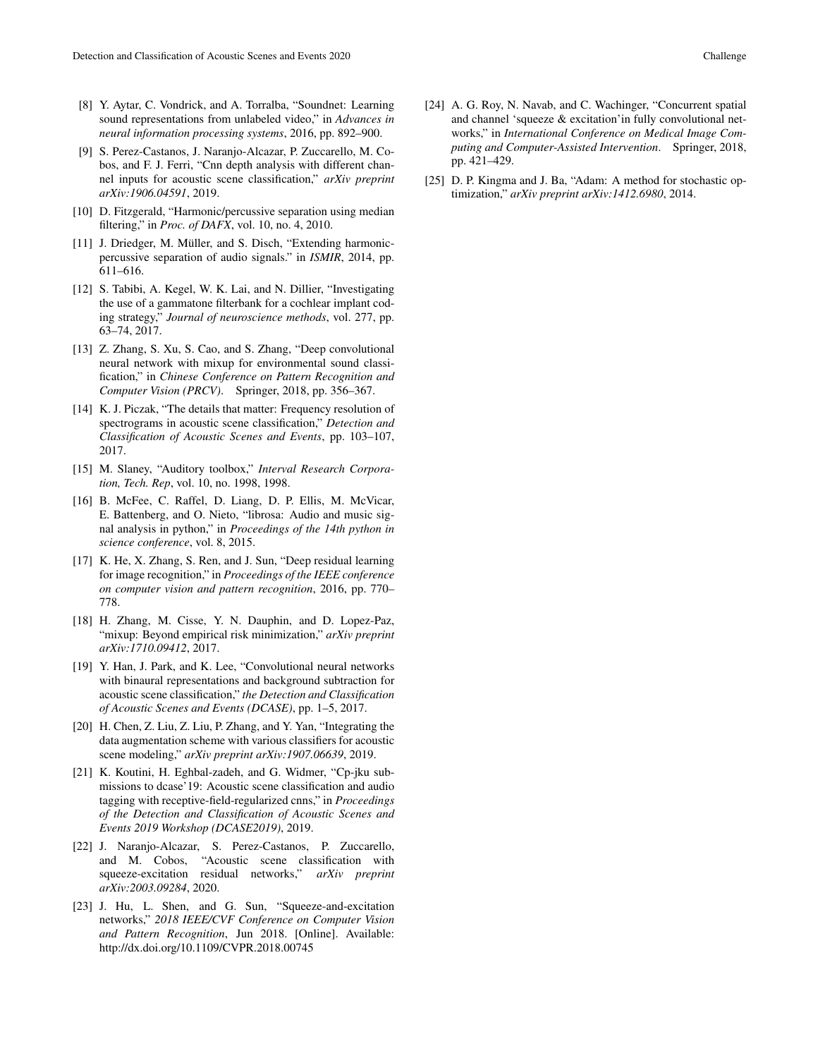[8] Y. Aytar, C. Vondrick, and A. Torralba, "Soundnet: Learning sound representations from unlabeled video," in *Advances in neural information processing systems*, 2016, pp. 892–900.

[9] S. Perez-Castanos, J. Naranjo-Alcazar, P. Zuccarello, M. Cobos, and F. J. Ferri, "Cnn depth analysis with different channel inputs for acoustic scene classification," *arXiv preprint arXiv:1906.04591*, 2019.

[10] D. Fitzgerald, "Harmonic/percussive separation using median filtering," in *Proc. of DAFX*, vol. 10, no. 4, 2010.

[11] J. Driedger, M. Müller, and S. Disch, "Extending harmonic-percussive separation of audio signals." in *ISMIR*, 2014, pp. 611–616.

[12] S. Tabibi, A. Kegel, W. K. Lai, and N. Dillier, "Investigating the use of a gammatone filterbank for a cochlear implant coding strategy," *Journal of neuroscience methods*, vol. 277, pp. 63–74, 2017.

[13] Z. Zhang, S. Xu, S. Cao, and S. Zhang, "Deep convolutional neural network with mixup for environmental sound classification," in *Chinese Conference on Pattern Recognition and Computer Vision (PRCV)*. Springer, 2018, pp. 356–367.

[14] K. J. Piczak, "The details that matter: Frequency resolution of spectrograms in acoustic scene classification," *Detection and Classification of Acoustic Scenes and Events*, pp. 103–107, 2017.

[15] M. Slaney, "Auditory toolbox," *Interval Research Corporation, Tech. Rep*, vol. 10, no. 1998, 1998.

[16] B. McFee, C. Raffel, D. Liang, D. P. Ellis, M. McVicar, E. Battenberg, and O. Nieto, "librosa: Audio and music signal analysis in python," in *Proceedings of the 14th python in science conference*, vol. 8, 2015.

[17] K. He, X. Zhang, S. Ren, and J. Sun, "Deep residual learning for image recognition," in *Proceedings of the IEEE conference on computer vision and pattern recognition*, 2016, pp. 770–778.

[18] H. Zhang, M. Cisse, Y. N. Dauphin, and D. Lopez-Paz, "mixup: Beyond empirical risk minimization," *arXiv preprint arXiv:1710.09412*, 2017.

[19] Y. Han, J. Park, and K. Lee, "Convolutional neural networks with binaural representations and background subtraction for acoustic scene classification," *the Detection and Classification of Acoustic Scenes and Events (DCASE)*, pp. 1–5, 2017.

[20] H. Chen, Z. Liu, Z. Liu, P. Zhang, and Y. Yan, "Integrating the data augmentation scheme with various classifiers for acoustic scene modeling," *arXiv preprint arXiv:1907.06639*, 2019.

[21] K. Koutini, H. Eghbal-zadeh, and G. Widmer, "Cp-jku submissions to dcase'19: Acoustic scene classification and audio tagging with receptive-field-regularized cnns," in *Proceedings of the Detection and Classification of Acoustic Scenes and Events 2019 Workshop (DCASE2019)*, 2019.

[22] J. Naranjo-Alcazar, S. Perez-Castanos, P. Zuccarello, and M. Cobos, "Acoustic scene classification with squeeze-excitation residual networks," *arXiv preprint arXiv:2003.09284*, 2020.

[23] J. Hu, L. Shen, and G. Sun, "Squeeze-and-excitation networks," *2018 IEEE/CVF Conference on Computer Vision and Pattern Recognition*, Jun 2018. [Online]. Available: http://dx.doi.org/10.1109/CVPR.2018.00745

[24] A. G. Roy, N. Navab, and C. Wachinger, "Concurrent spatial and channel 'squeeze & excitation'in fully convolutional networks," in *International Conference on Medical Image Computing and Computer-Assisted Intervention*. Springer, 2018, pp. 421–429.

[25] D. P. Kingma and J. Ba, "Adam: A method for stochastic optimization," *arXiv preprint arXiv:1412.6980*, 2014.